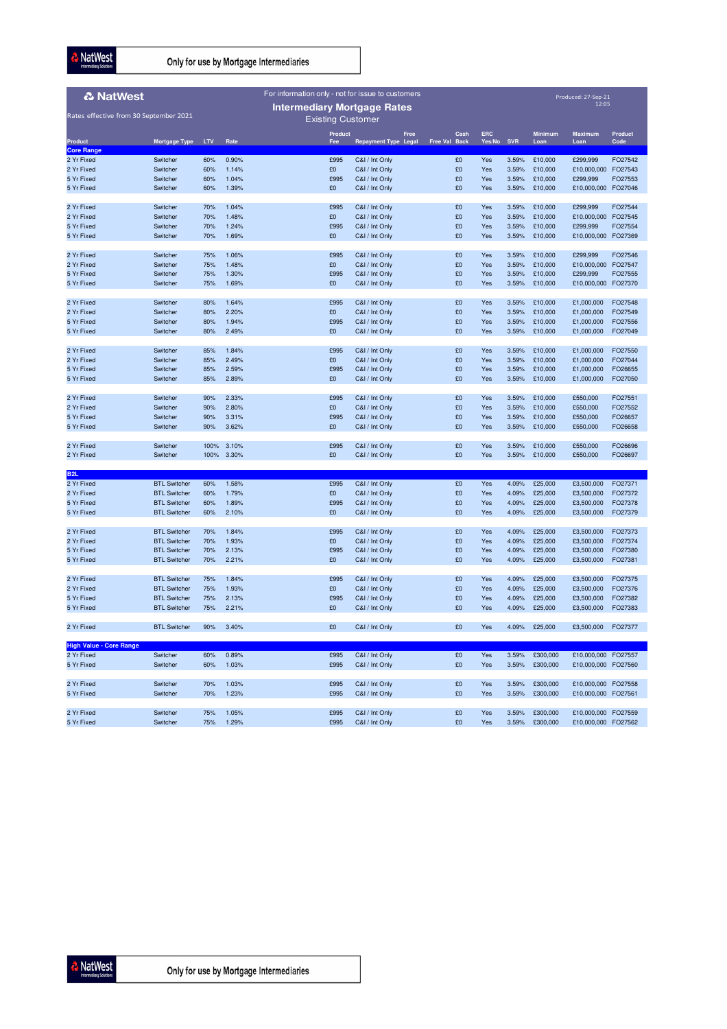Only for use by Mortgage Intermediaries

**NatWest**

For information only - not for issue to customers

Produced: 27-Sep-21 12:05

Rates effective from 30 September 2021

## Intermediary Mortgage Rates

Existing Customer

| Product | Mortgage Type | LTV | Rate | Product Fee | Repayment Type | Free Legal | Free Val | Cash Back | ERC Yes/No | SVR | Minimum Loan | Maximum Loan | Product Code |
|---|---|---|---|---|---|---|---|---|---|---|---|---|---|
| **Core Range** | | | | | | | | | | | | | |
| 2 Yr Fixed | Switcher | 60% | 0.90% | £995 | C&I / Int Only | | | £0 | Yes | 3.59% | £10,000 | £299,999 | FO27542 |
| 2 Yr Fixed | Switcher | 60% | 1.14% | £0 | C&I / Int Only | | | £0 | Yes | 3.59% | £10,000 | £10,000,000 | FO27543 |
| 5 Yr Fixed | Switcher | 60% | 1.04% | £995 | C&I / Int Only | | | £0 | Yes | 3.59% | £10,000 | £299,999 | FO27553 |
| 5 Yr Fixed | Switcher | 60% | 1.39% | £0 | C&I / Int Only | | | £0 | Yes | 3.59% | £10,000 | £10,000,000 | FO27046 |
| 2 Yr Fixed | Switcher | 70% | 1.04% | £995 | C&I / Int Only | | | £0 | Yes | 3.59% | £10,000 | £299,999 | FO27544 |
| 2 Yr Fixed | Switcher | 70% | 1.48% | £0 | C&I / Int Only | | | £0 | Yes | 3.59% | £10,000 | £10,000,000 | FO27545 |
| 5 Yr Fixed | Switcher | 70% | 1.24% | £995 | C&I / Int Only | | | £0 | Yes | 3.59% | £10,000 | £299,999 | FO27554 |
| 5 Yr Fixed | Switcher | 70% | 1.69% | £0 | C&I / Int Only | | | £0 | Yes | 3.59% | £10,000 | £10,000,000 | FO27369 |
| 2 Yr Fixed | Switcher | 75% | 1.06% | £995 | C&I / Int Only | | | £0 | Yes | 3.59% | £10,000 | £299,999 | FO27546 |
| 2 Yr Fixed | Switcher | 75% | 1.48% | £0 | C&I / Int Only | | | £0 | Yes | 3.59% | £10,000 | £10,000,000 | FO27547 |
| 5 Yr Fixed | Switcher | 75% | 1.30% | £995 | C&I / Int Only | | | £0 | Yes | 3.59% | £10,000 | £299,999 | FO27555 |
| 5 Yr Fixed | Switcher | 75% | 1.69% | £0 | C&I / Int Only | | | £0 | Yes | 3.59% | £10,000 | £10,000,000 | FO27370 |
| 2 Yr Fixed | Switcher | 80% | 1.64% | £995 | C&I / Int Only | | | £0 | Yes | 3.59% | £10,000 | £1,000,000 | FO27548 |
| 2 Yr Fixed | Switcher | 80% | 2.20% | £0 | C&I / Int Only | | | £0 | Yes | 3.59% | £10,000 | £1,000,000 | FO27549 |
| 5 Yr Fixed | Switcher | 80% | 1.94% | £995 | C&I / Int Only | | | £0 | Yes | 3.59% | £10,000 | £1,000,000 | FO27556 |
| 5 Yr Fixed | Switcher | 80% | 2.49% | £0 | C&I / Int Only | | | £0 | Yes | 3.59% | £10,000 | £1,000,000 | FO27049 |
| 2 Yr Fixed | Switcher | 85% | 1.84% | £995 | C&I / Int Only | | | £0 | Yes | 3.59% | £10,000 | £1,000,000 | FO27550 |
| 2 Yr Fixed | Switcher | 85% | 2.49% | £0 | C&I / Int Only | | | £0 | Yes | 3.59% | £10,000 | £1,000,000 | FO27044 |
| 5 Yr Fixed | Switcher | 85% | 2.59% | £995 | C&I / Int Only | | | £0 | Yes | 3.59% | £10,000 | £1,000,000 | FO26655 |
| 5 Yr Fixed | Switcher | 85% | 2.89% | £0 | C&I / Int Only | | | £0 | Yes | 3.59% | £10,000 | £1,000,000 | FO27050 |
| 2 Yr Fixed | Switcher | 90% | 2.33% | £995 | C&I / Int Only | | | £0 | Yes | 3.59% | £10,000 | £550,000 | FO27551 |
| 2 Yr Fixed | Switcher | 90% | 2.80% | £0 | C&I / Int Only | | | £0 | Yes | 3.59% | £10,000 | £550,000 | FO27552 |
| 5 Yr Fixed | Switcher | 90% | 3.31% | £995 | C&I / Int Only | | | £0 | Yes | 3.59% | £10,000 | £550,000 | FO26657 |
| 5 Yr Fixed | Switcher | 90% | 3.62% | £0 | C&I / Int Only | | | £0 | Yes | 3.59% | £10,000 | £550,000 | FO26658 |
| 2 Yr Fixed | Switcher | 100% | 3.10% | £995 | C&I / Int Only | | | £0 | Yes | 3.59% | £10,000 | £550,000 | FO26696 |
| 2 Yr Fixed | Switcher | 100% | 3.30% | £0 | C&I / Int Only | | | £0 | Yes | 3.59% | £10,000 | £550,000 | FO26697 |
| **B2L** | | | | | | | | | | | | | |
| 2 Yr Fixed | BTL Switcher | 60% | 1.58% | £995 | C&I / Int Only | | | £0 | Yes | 4.09% | £25,000 | £3,500,000 | FO27371 |
| 2 Yr Fixed | BTL Switcher | 60% | 1.79% | £0 | C&I / Int Only | | | £0 | Yes | 4.09% | £25,000 | £3,500,000 | FO27372 |
| 5 Yr Fixed | BTL Switcher | 60% | 1.89% | £995 | C&I / Int Only | | | £0 | Yes | 4.09% | £25,000 | £3,500,000 | FO27378 |
| 5 Yr Fixed | BTL Switcher | 60% | 2.10% | £0 | C&I / Int Only | | | £0 | Yes | 4.09% | £25,000 | £3,500,000 | FO27379 |
| 2 Yr Fixed | BTL Switcher | 70% | 1.84% | £995 | C&I / Int Only | | | £0 | Yes | 4.09% | £25,000 | £3,500,000 | FO27373 |
| 2 Yr Fixed | BTL Switcher | 70% | 1.93% | £0 | C&I / Int Only | | | £0 | Yes | 4.09% | £25,000 | £3,500,000 | FO27374 |
| 5 Yr Fixed | BTL Switcher | 70% | 2.13% | £995 | C&I / Int Only | | | £0 | Yes | 4.09% | £25,000 | £3,500,000 | FO27380 |
| 5 Yr Fixed | BTL Switcher | 70% | 2.21% | £0 | C&I / Int Only | | | £0 | Yes | 4.09% | £25,000 | £3,500,000 | FO27381 |
| 2 Yr Fixed | BTL Switcher | 75% | 1.84% | £995 | C&I / Int Only | | | £0 | Yes | 4.09% | £25,000 | £3,500,000 | FO27375 |
| 2 Yr Fixed | BTL Switcher | 75% | 1.93% | £0 | C&I / Int Only | | | £0 | Yes | 4.09% | £25,000 | £3,500,000 | FO27376 |
| 5 Yr Fixed | BTL Switcher | 75% | 2.13% | £995 | C&I / Int Only | | | £0 | Yes | 4.09% | £25,000 | £3,500,000 | FO27382 |
| 5 Yr Fixed | BTL Switcher | 75% | 2.21% | £0 | C&I / Int Only | | | £0 | Yes | 4.09% | £25,000 | £3,500,000 | FO27383 |
| 2 Yr Fixed | BTL Switcher | 90% | 3.40% | £0 | C&I / Int Only | | | £0 | Yes | 4.09% | £25,000 | £3,500,000 | FO27377 |
| **High Value - Core Range** | | | | | | | | | | | | | |
| 2 Yr Fixed | Switcher | 60% | 0.89% | £995 | C&I / Int Only | | | £0 | Yes | 3.59% | £300,000 | £10,000,000 | FO27557 |
| 5 Yr Fixed | Switcher | 60% | 1.03% | £995 | C&I / Int Only | | | £0 | Yes | 3.59% | £300,000 | £10,000,000 | FO27560 |
| 2 Yr Fixed | Switcher | 70% | 1.03% | £995 | C&I / Int Only | | | £0 | Yes | 3.59% | £300,000 | £10,000,000 | FO27558 |
| 5 Yr Fixed | Switcher | 70% | 1.23% | £995 | C&I / Int Only | | | £0 | Yes | 3.59% | £300,000 | £10,000,000 | FO27561 |
| 2 Yr Fixed | Switcher | 75% | 1.05% | £995 | C&I / Int Only | | | £0 | Yes | 3.59% | £300,000 | £10,000,000 | FO27559 |
| 5 Yr Fixed | Switcher | 75% | 1.29% | £995 | C&I / Int Only | | | £0 | Yes | 3.59% | £300,000 | £10,000,000 | FO27562 |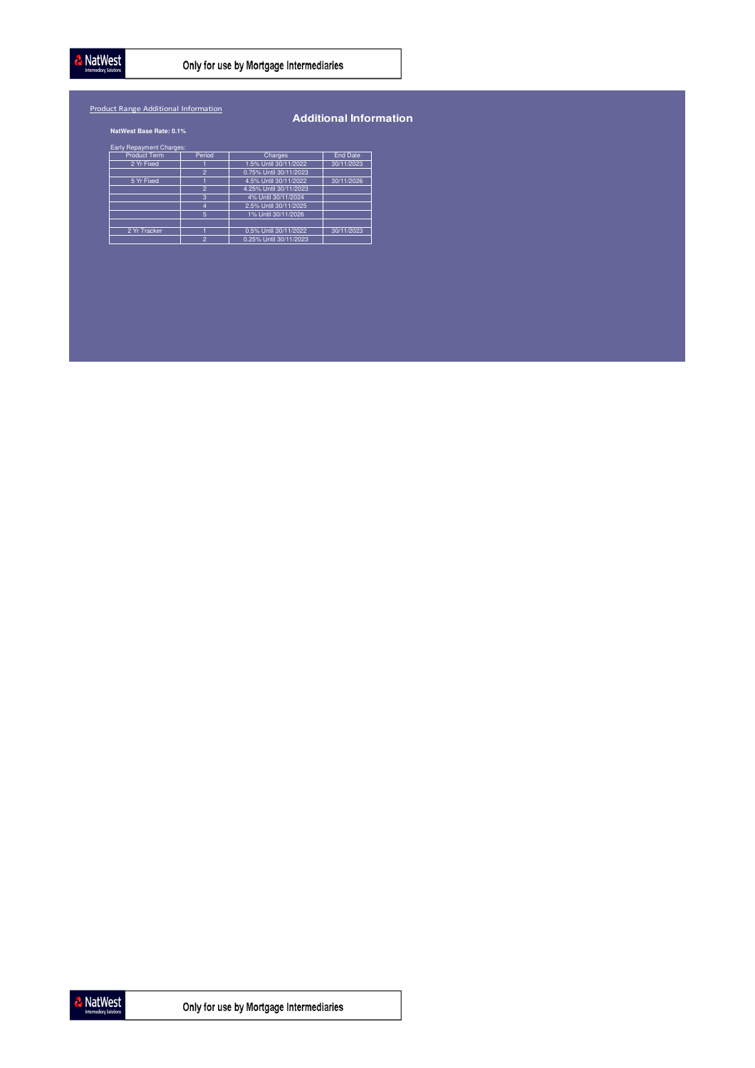Product Range Additional Information

## Additional Information

**NatWest Base Rate: 0.1%**

Early Repayment Charges:

| Product Term | Period | Charges | End Date |
|---|---|---|---|
| 2 Yr Fixed | 1 | 1.5% Until 30/11/2022 | 30/11/2023 |
| | 2 | 0.75% Until 30/11/2023 | |
| 5 Yr Fixed | 1 | 4.5% Until 30/11/2022 | 30/11/2026 |
| | 2 | 4.25% Until 30/11/2023 | |
| | 3 | 4% Until 30/11/2024 | |
| | 4 | 2.5% Until 30/11/2025 | |
| | 5 | 1% Until 30/11/2026 | |
| | | | |
| 2 Yr Tracker | 1 | 0.5% Until 30/11/2022 | 30/11/2023 |
| | 2 | 0.25% Until 30/11/2023 | |